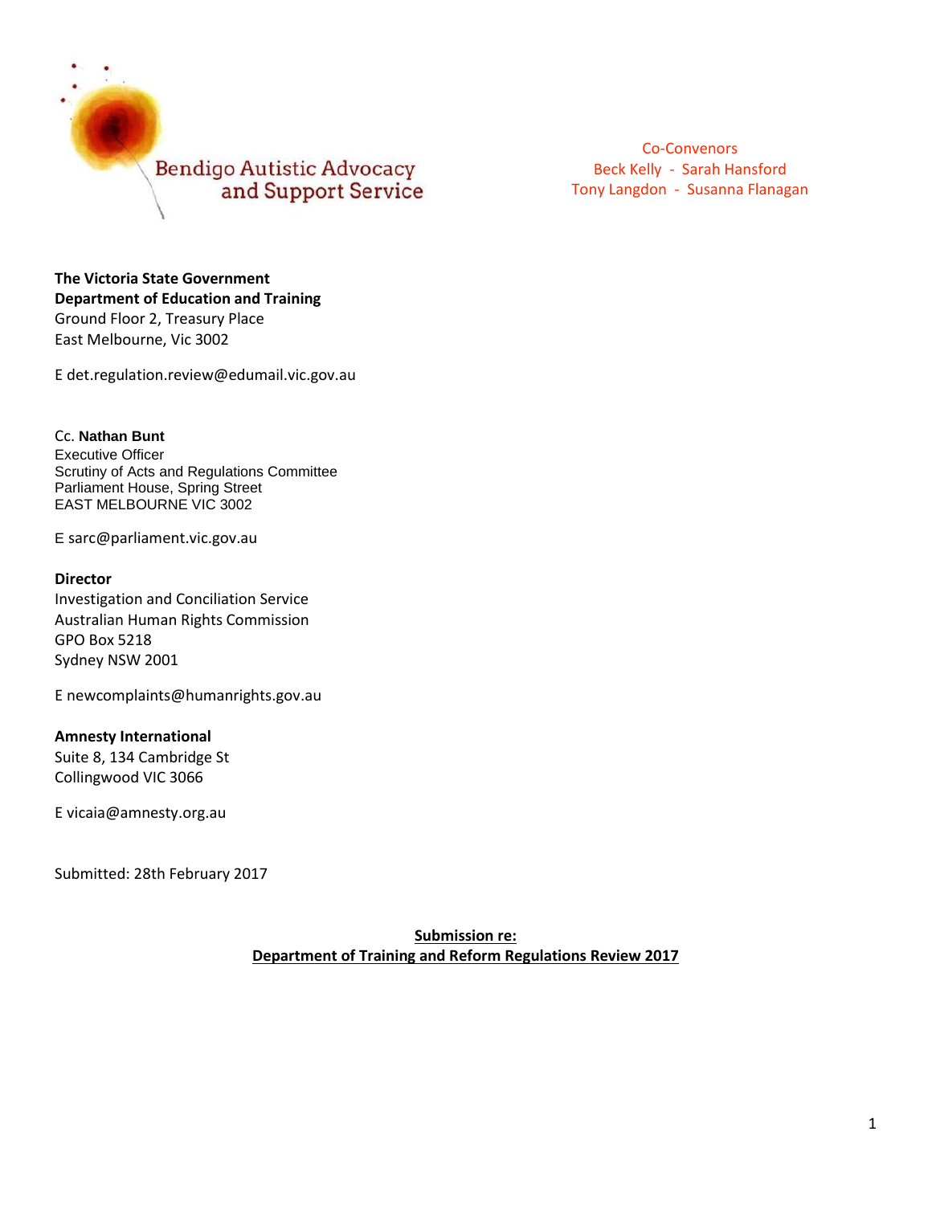Bendigo Autistic Advocacy and Support Service

Co-Convenors
Beck Kelly - Sarah Hansford
Tony Langdon - Susanna Flanagan

**The Victoria State Government**
**Department of Education and Training**
Ground Floor 2, Treasury Place
East Melbourne, Vic 3002

E det.regulation.review@edumail.vic.gov.au

Cc. **Nathan Bunt**
Executive Officer
Scrutiny of Acts and Regulations Committee
Parliament House, Spring Street
EAST MELBOURNE VIC 3002

E sarc@parliament.vic.gov.au

**Director**
Investigation and Conciliation Service
Australian Human Rights Commission
GPO Box 5218
Sydney NSW 2001

E newcomplaints@humanrights.gov.au

**Amnesty International**
Suite 8, 134 Cambridge St
Collingwood VIC 3066

E vicaia@amnesty.org.au

Submitted: 28th February 2017

**Submission re:**
**Department of Training and Reform Regulations Review 2017**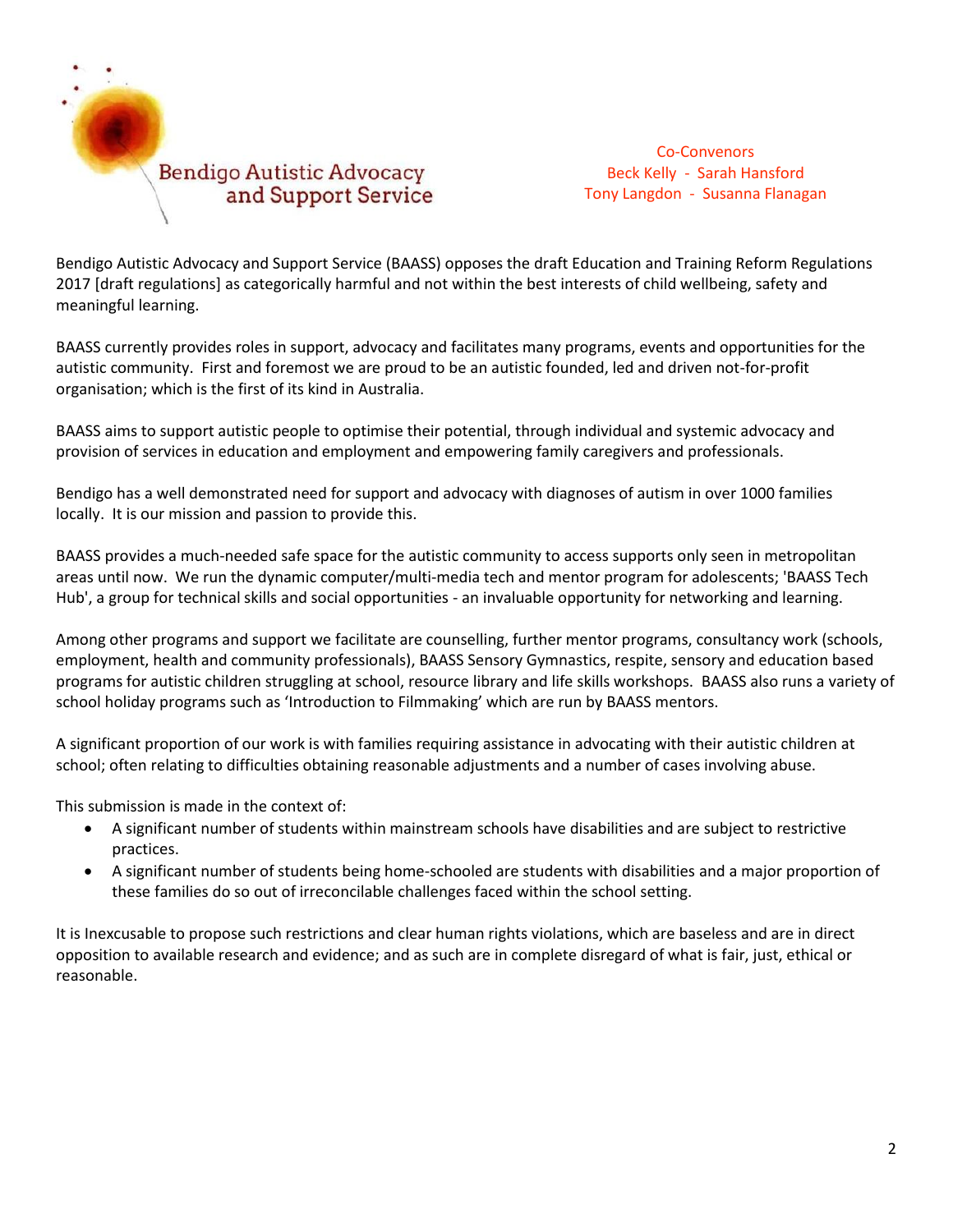Bendigo Autistic Advocacy and Support Service

Co-Convenors
Beck Kelly - Sarah Hansford
Tony Langdon - Susanna Flanagan

Bendigo Autistic Advocacy and Support Service (BAASS) opposes the draft Education and Training Reform Regulations 2017 [draft regulations] as categorically harmful and not within the best interests of child wellbeing, safety and meaningful learning.

BAASS currently provides roles in support, advocacy and facilitates many programs, events and opportunities for the autistic community. First and foremost we are proud to be an autistic founded, led and driven not-for-profit organisation; which is the first of its kind in Australia.

BAASS aims to support autistic people to optimise their potential, through individual and systemic advocacy and provision of services in education and employment and empowering family caregivers and professionals.

Bendigo has a well demonstrated need for support and advocacy with diagnoses of autism in over 1000 families locally. It is our mission and passion to provide this.

BAASS provides a much-needed safe space for the autistic community to access supports only seen in metropolitan areas until now. We run the dynamic computer/multi-media tech and mentor program for adolescents; 'BAASS Tech Hub', a group for technical skills and social opportunities - an invaluable opportunity for networking and learning.

Among other programs and support we facilitate are counselling, further mentor programs, consultancy work (schools, employment, health and community professionals), BAASS Sensory Gymnastics, respite, sensory and education based programs for autistic children struggling at school, resource library and life skills workshops. BAASS also runs a variety of school holiday programs such as 'Introduction to Filmmaking' which are run by BAASS mentors.

A significant proportion of our work is with families requiring assistance in advocating with their autistic children at school; often relating to difficulties obtaining reasonable adjustments and a number of cases involving abuse.

This submission is made in the context of:

- A significant number of students within mainstream schools have disabilities and are subject to restrictive practices.
- A significant number of students being home-schooled are students with disabilities and a major proportion of these families do so out of irreconcilable challenges faced within the school setting.

It is Inexcusable to propose such restrictions and clear human rights violations, which are baseless and are in direct opposition to available research and evidence; and as such are in complete disregard of what is fair, just, ethical or reasonable.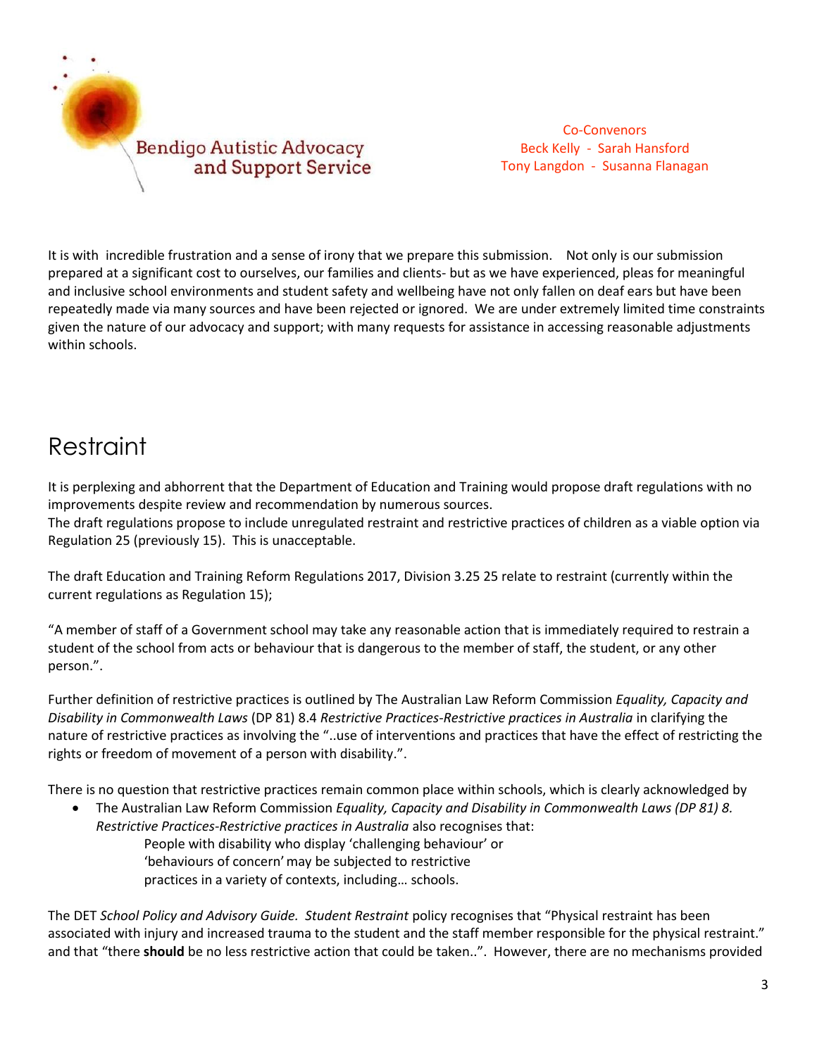Bendigo Autistic Advocacy and Support Service

Co-Convenors
Beck Kelly - Sarah Hansford
Tony Langdon - Susanna Flanagan

It is with incredible frustration and a sense of irony that we prepare this submission. Not only is our submission prepared at a significant cost to ourselves, our families and clients- but as we have experienced, pleas for meaningful and inclusive school environments and student safety and wellbeing have not only fallen on deaf ears but have been repeatedly made via many sources and have been rejected or ignored. We are under extremely limited time constraints given the nature of our advocacy and support; with many requests for assistance in accessing reasonable adjustments within schools.

# Restraint

It is perplexing and abhorrent that the Department of Education and Training would propose draft regulations with no improvements despite review and recommendation by numerous sources.
The draft regulations propose to include unregulated restraint and restrictive practices of children as a viable option via Regulation 25 (previously 15). This is unacceptable.

The draft Education and Training Reform Regulations 2017, Division 3.25 25 relate to restraint (currently within the current regulations as Regulation 15);

"A member of staff of a Government school may take any reasonable action that is immediately required to restrain a student of the school from acts or behaviour that is dangerous to the member of staff, the student, or any other person.".

Further definition of restrictive practices is outlined by The Australian Law Reform Commission *Equality, Capacity and Disability in Commonwealth Laws* (DP 81) 8.4 *Restrictive Practices-Restrictive practices in Australia* in clarifying the nature of restrictive practices as involving the "..use of interventions and practices that have the effect of restricting the rights or freedom of movement of a person with disability.".

There is no question that restrictive practices remain common place within schools, which is clearly acknowledged by

- The Australian Law Reform Commission *Equality, Capacity and Disability in Commonwealth Laws (DP 81) 8. Restrictive Practices-Restrictive practices in Australia* also recognises that:

  People with disability who display 'challenging behaviour' or 'behaviours of concern' may be subjected to restrictive practices in a variety of contexts, including… schools.

The DET *School Policy and Advisory Guide. Student Restraint* policy recognises that "Physical restraint has been associated with injury and increased trauma to the student and the staff member responsible for the physical restraint." and that "there **should** be no less restrictive action that could be taken..". However, there are no mechanisms provided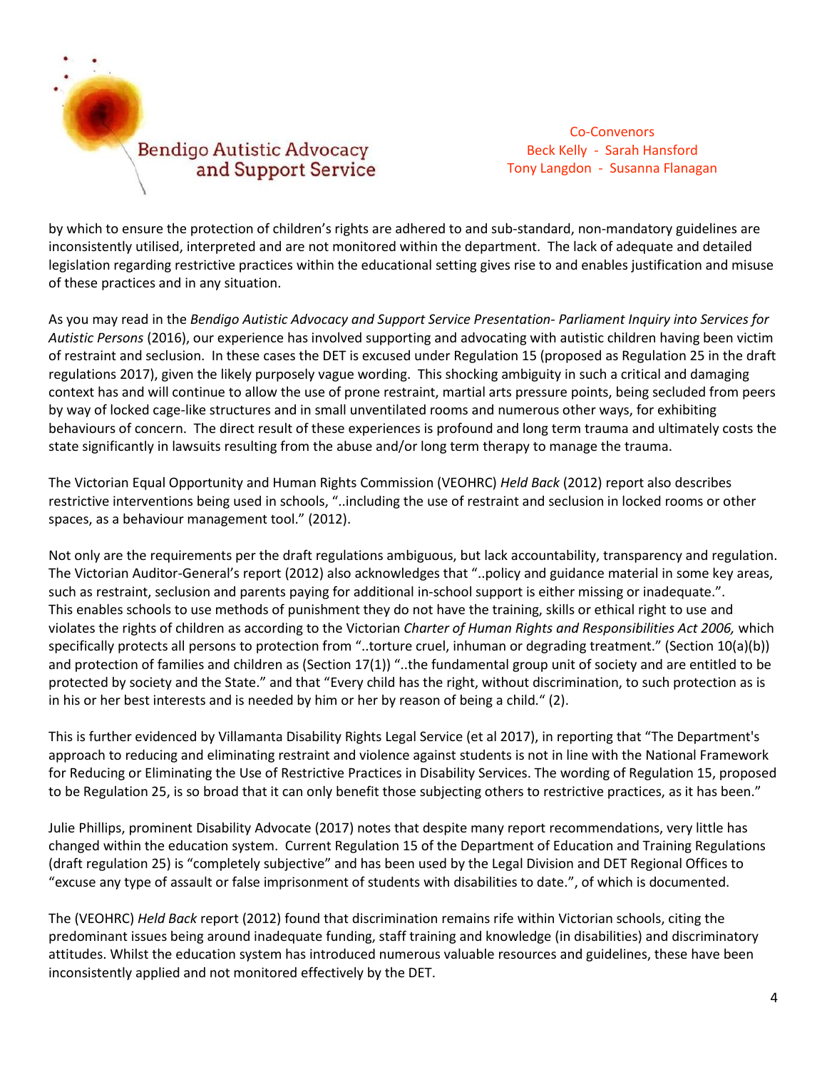by which to ensure the protection of children's rights are adhered to and sub-standard, non-mandatory guidelines are inconsistently utilised, interpreted and are not monitored within the department. The lack of adequate and detailed legislation regarding restrictive practices within the educational setting gives rise to and enables justification and misuse of these practices and in any situation.

As you may read in the *Bendigo Autistic Advocacy and Support Service Presentation- Parliament Inquiry into Services for Autistic Persons* (2016), our experience has involved supporting and advocating with autistic children having been victim of restraint and seclusion. In these cases the DET is excused under Regulation 15 (proposed as Regulation 25 in the draft regulations 2017), given the likely purposely vague wording. This shocking ambiguity in such a critical and damaging context has and will continue to allow the use of prone restraint, martial arts pressure points, being secluded from peers by way of locked cage-like structures and in small unventilated rooms and numerous other ways, for exhibiting behaviours of concern. The direct result of these experiences is profound and long term trauma and ultimately costs the state significantly in lawsuits resulting from the abuse and/or long term therapy to manage the trauma.

The Victorian Equal Opportunity and Human Rights Commission (VEOHRC) *Held Back* (2012) report also describes restrictive interventions being used in schools, "..including the use of restraint and seclusion in locked rooms or other spaces, as a behaviour management tool." (2012).

Not only are the requirements per the draft regulations ambiguous, but lack accountability, transparency and regulation. The Victorian Auditor-General's report (2012) also acknowledges that "..policy and guidance material in some key areas, such as restraint, seclusion and parents paying for additional in-school support is either missing or inadequate.". This enables schools to use methods of punishment they do not have the training, skills or ethical right to use and violates the rights of children as according to the Victorian *Charter of Human Rights and Responsibilities Act 2006,* which specifically protects all persons to protection from "..torture cruel, inhuman or degrading treatment." (Section 10(a)(b)) and protection of families and children as (Section 17(1)) "..the fundamental group unit of society and are entitled to be protected by society and the State." and that "Every child has the right, without discrimination, to such protection as is in his or her best interests and is needed by him or her by reason of being a child." (2).

This is further evidenced by Villamanta Disability Rights Legal Service (et al 2017), in reporting that "The Department's approach to reducing and eliminating restraint and violence against students is not in line with the National Framework for Reducing or Eliminating the Use of Restrictive Practices in Disability Services. The wording of Regulation 15, proposed to be Regulation 25, is so broad that it can only benefit those subjecting others to restrictive practices, as it has been."

Julie Phillips, prominent Disability Advocate (2017) notes that despite many report recommendations, very little has changed within the education system. Current Regulation 15 of the Department of Education and Training Regulations (draft regulation 25) is "completely subjective" and has been used by the Legal Division and DET Regional Offices to "excuse any type of assault or false imprisonment of students with disabilities to date.", of which is documented.

The (VEOHRC) *Held Back* report (2012) found that discrimination remains rife within Victorian schools, citing the predominant issues being around inadequate funding, staff training and knowledge (in disabilities) and discriminatory attitudes. Whilst the education system has introduced numerous valuable resources and guidelines, these have been inconsistently applied and not monitored effectively by the DET.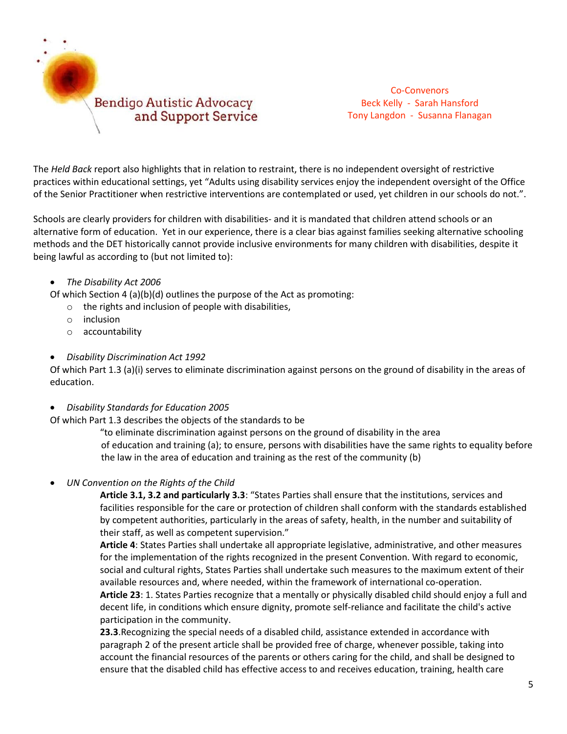The *Held Back* report also highlights that in relation to restraint, there is no independent oversight of restrictive practices within educational settings, yet "Adults using disability services enjoy the independent oversight of the Office of the Senior Practitioner when restrictive interventions are contemplated or used, yet children in our schools do not.".

Schools are clearly providers for children with disabilities- and it is mandated that children attend schools or an alternative form of education. Yet in our experience, there is a clear bias against families seeking alternative schooling methods and the DET historically cannot provide inclusive environments for many children with disabilities, despite it being lawful as according to (but not limited to):

- *The Disability Act 2006*

  Of which Section 4 (a)(b)(d) outlines the purpose of the Act as promoting:
  - the rights and inclusion of people with disabilities,
  - inclusion
  - accountability

- *Disability Discrimination Act 1992*

  Of which Part 1.3 (a)(i) serves to eliminate discrimination against persons on the ground of disability in the areas of education.

- *Disability Standards for Education 2005*

  Of which Part 1.3 describes the objects of the standards to be

  > "to eliminate discrimination against persons on the ground of disability in the area of education and training (a); to ensure, persons with disabilities have the same rights to equality before the law in the area of education and training as the rest of the community (b)

- *UN Convention on the Rights of the Child*

  > **Article 3.1, 3.2 and particularly 3.3**: "States Parties shall ensure that the institutions, services and facilities responsible for the care or protection of children shall conform with the standards established by competent authorities, particularly in the areas of safety, health, in the number and suitability of their staff, as well as competent supervision."
  >
  > **Article 4**: States Parties shall undertake all appropriate legislative, administrative, and other measures for the implementation of the rights recognized in the present Convention. With regard to economic, social and cultural rights, States Parties shall undertake such measures to the maximum extent of their available resources and, where needed, within the framework of international co-operation.
  >
  > **Article 23**: 1. States Parties recognize that a mentally or physically disabled child should enjoy a full and decent life, in conditions which ensure dignity, promote self-reliance and facilitate the child's active participation in the community.
  >
  > **23.3**.Recognizing the special needs of a disabled child, assistance extended in accordance with paragraph 2 of the present article shall be provided free of charge, whenever possible, taking into account the financial resources of the parents or others caring for the child, and shall be designed to ensure that the disabled child has effective access to and receives education, training, health care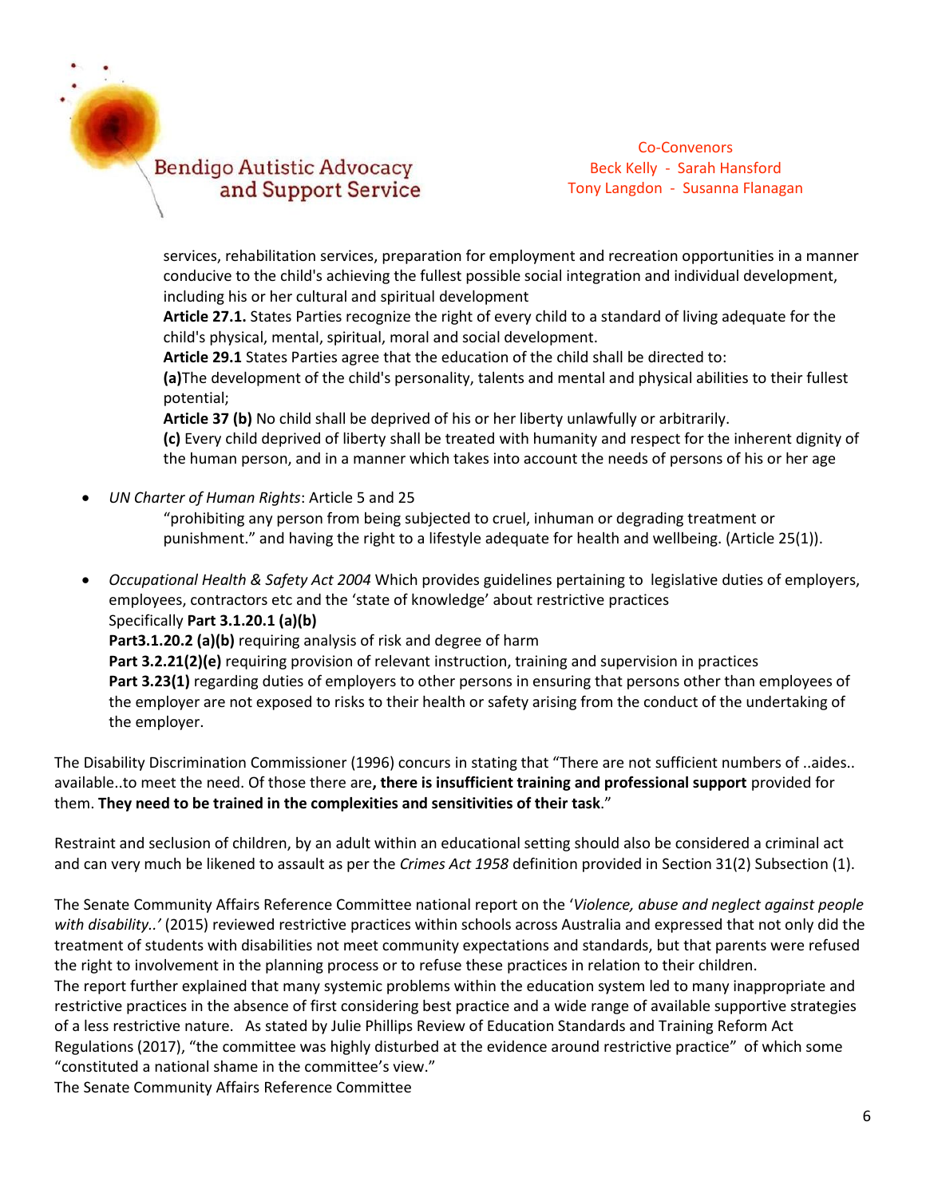services, rehabilitation services, preparation for employment and recreation opportunities in a manner conducive to the child's achieving the fullest possible social integration and individual development, including his or her cultural and spiritual development

**Article 27.1.** States Parties recognize the right of every child to a standard of living adequate for the child's physical, mental, spiritual, moral and social development.

**Article 29.1** States Parties agree that the education of the child shall be directed to:

**(a)**The development of the child's personality, talents and mental and physical abilities to their fullest potential;

**Article 37 (b)** No child shall be deprived of his or her liberty unlawfully or arbitrarily.

**(c)** Every child deprived of liberty shall be treated with humanity and respect for the inherent dignity of the human person, and in a manner which takes into account the needs of persons of his or her age

- *UN Charter of Human Rights*: Article 5 and 25
  "prohibiting any person from being subjected to cruel, inhuman or degrading treatment or punishment." and having the right to a lifestyle adequate for health and wellbeing. (Article 25(1)).

- *Occupational Health & Safety Act 2004* Which provides guidelines pertaining to legislative duties of employers, employees, contractors etc and the 'state of knowledge' about restrictive practices
  Specifically **Part 3.1.20.1 (a)(b)**
  **Part3.1.20.2 (a)(b)** requiring analysis of risk and degree of harm
  **Part 3.2.21(2)(e)** requiring provision of relevant instruction, training and supervision in practices
  **Part 3.23(1)** regarding duties of employers to other persons in ensuring that persons other than employees of the employer are not exposed to risks to their health or safety arising from the conduct of the undertaking of the employer.

The Disability Discrimination Commissioner (1996) concurs in stating that "There are not sufficient numbers of ..aides.. available..to meet the need. Of those there are**, there is insufficient training and professional support** provided for them. **They need to be trained in the complexities and sensitivities of their task**."

Restraint and seclusion of children, by an adult within an educational setting should also be considered a criminal act and can very much be likened to assault as per the *Crimes Act 1958* definition provided in Section 31(2) Subsection (1).

The Senate Community Affairs Reference Committee national report on the '*Violence, abuse and neglect against people with disability..'* (2015) reviewed restrictive practices within schools across Australia and expressed that not only did the treatment of students with disabilities not meet community expectations and standards, but that parents were refused the right to involvement in the planning process or to refuse these practices in relation to their children.

The report further explained that many systemic problems within the education system led to many inappropriate and restrictive practices in the absence of first considering best practice and a wide range of available supportive strategies of a less restrictive nature. As stated by Julie Phillips Review of Education Standards and Training Reform Act Regulations (2017), "the committee was highly disturbed at the evidence around restrictive practice" of which some "constituted a national shame in the committee's view."

The Senate Community Affairs Reference Committee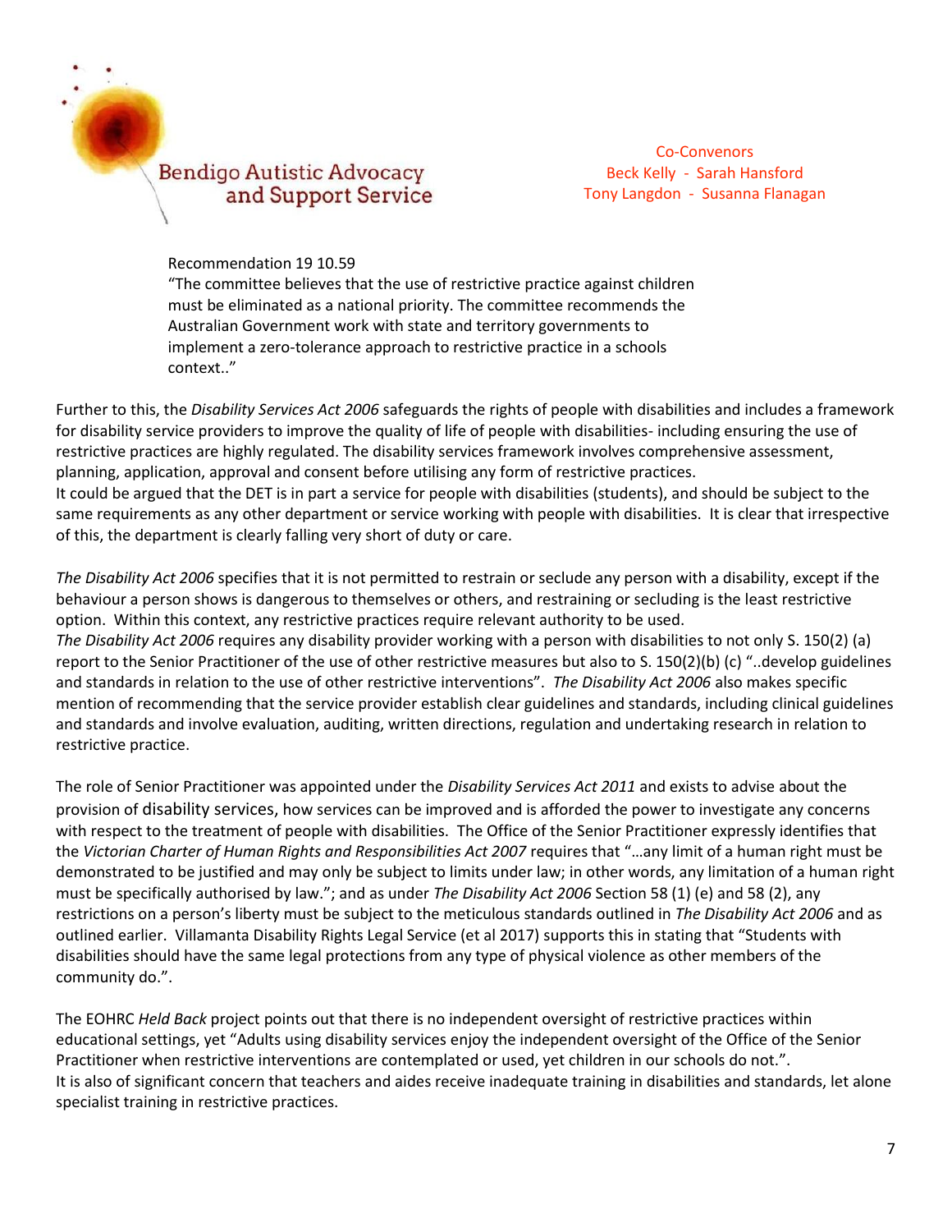Recommendation 19 10.59
"The committee believes that the use of restrictive practice against children must be eliminated as a national priority. The committee recommends the Australian Government work with state and territory governments to implement a zero-tolerance approach to restrictive practice in a schools context.."

Further to this, the *Disability Services Act 2006* safeguards the rights of people with disabilities and includes a framework for disability service providers to improve the quality of life of people with disabilities- including ensuring the use of restrictive practices are highly regulated. The disability services framework involves comprehensive assessment, planning, application, approval and consent before utilising any form of restrictive practices.
It could be argued that the DET is in part a service for people with disabilities (students), and should be subject to the same requirements as any other department or service working with people with disabilities. It is clear that irrespective of this, the department is clearly falling very short of duty or care.

*The Disability Act 2006* specifies that it is not permitted to restrain or seclude any person with a disability, except if the behaviour a person shows is dangerous to themselves or others, and restraining or secluding is the least restrictive option. Within this context, any restrictive practices require relevant authority to be used.
*The Disability Act 2006* requires any disability provider working with a person with disabilities to not only S. 150(2) (a) report to the Senior Practitioner of the use of other restrictive measures but also to S. 150(2)(b) (c) "..develop guidelines and standards in relation to the use of other restrictive interventions". *The Disability Act 2006* also makes specific mention of recommending that the service provider establish clear guidelines and standards, including clinical guidelines and standards and involve evaluation, auditing, written directions, regulation and undertaking research in relation to restrictive practice.

The role of Senior Practitioner was appointed under the *Disability Services Act 2011* and exists to advise about the provision of disability services, how services can be improved and is afforded the power to investigate any concerns with respect to the treatment of people with disabilities. The Office of the Senior Practitioner expressly identifies that the *Victorian Charter of Human Rights and Responsibilities Act 2007* requires that "…any limit of a human right must be demonstrated to be justified and may only be subject to limits under law; in other words, any limitation of a human right must be specifically authorised by law."; and as under *The Disability Act 2006* Section 58 (1) (e) and 58 (2), any restrictions on a person's liberty must be subject to the meticulous standards outlined in *The Disability Act 2006* and as outlined earlier. Villamanta Disability Rights Legal Service (et al 2017) supports this in stating that "Students with disabilities should have the same legal protections from any type of physical violence as other members of the community do.".

The EOHRC *Held Back* project points out that there is no independent oversight of restrictive practices within educational settings, yet "Adults using disability services enjoy the independent oversight of the Office of the Senior Practitioner when restrictive interventions are contemplated or used, yet children in our schools do not.".
It is also of significant concern that teachers and aides receive inadequate training in disabilities and standards, let alone specialist training in restrictive practices.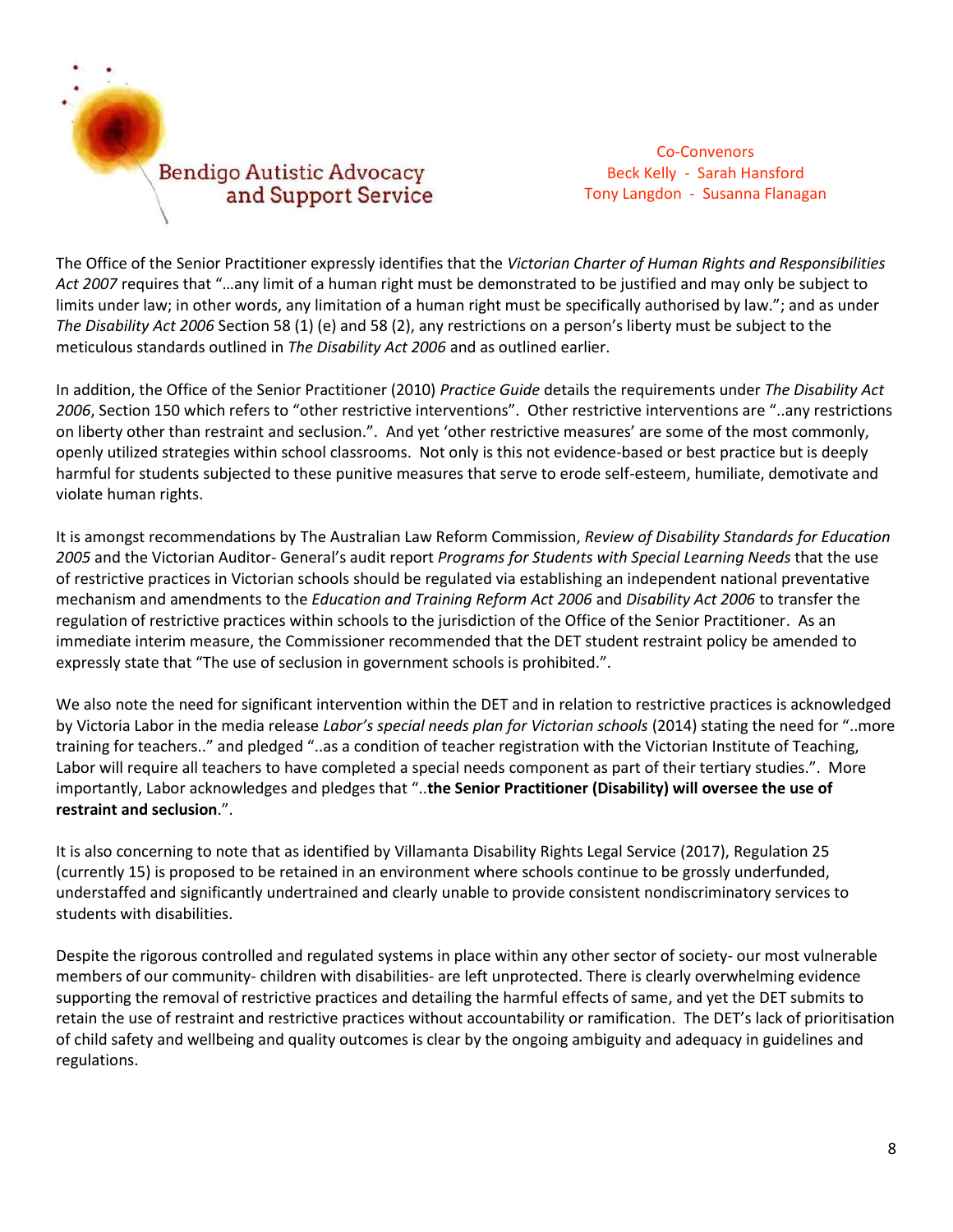Bendigo Autistic Advocacy and Support Service

Co-Convenors
Beck Kelly - Sarah Hansford
Tony Langdon - Susanna Flanagan

The Office of the Senior Practitioner expressly identifies that the *Victorian Charter of Human Rights and Responsibilities Act 2007* requires that "…any limit of a human right must be demonstrated to be justified and may only be subject to limits under law; in other words, any limitation of a human right must be specifically authorised by law."; and as under *The Disability Act 2006* Section 58 (1) (e) and 58 (2), any restrictions on a person's liberty must be subject to the meticulous standards outlined in *The Disability Act 2006* and as outlined earlier.

In addition, the Office of the Senior Practitioner (2010) *Practice Guide* details the requirements under *The Disability Act 2006*, Section 150 which refers to "other restrictive interventions". Other restrictive interventions are "..any restrictions on liberty other than restraint and seclusion.". And yet 'other restrictive measures' are some of the most commonly, openly utilized strategies within school classrooms. Not only is this not evidence-based or best practice but is deeply harmful for students subjected to these punitive measures that serve to erode self-esteem, humiliate, demotivate and violate human rights.

It is amongst recommendations by The Australian Law Reform Commission, *Review of Disability Standards for Education 2005* and the Victorian Auditor- General's audit report *Programs for Students with Special Learning Needs* that the use of restrictive practices in Victorian schools should be regulated via establishing an independent national preventative mechanism and amendments to the *Education and Training Reform Act 2006* and *Disability Act 2006* to transfer the regulation of restrictive practices within schools to the jurisdiction of the Office of the Senior Practitioner. As an immediate interim measure, the Commissioner recommended that the DET student restraint policy be amended to expressly state that "The use of seclusion in government schools is prohibited.".

We also note the need for significant intervention within the DET and in relation to restrictive practices is acknowledged by Victoria Labor in the media release *Labor's special needs plan for Victorian schools* (2014) stating the need for "..more training for teachers.." and pledged "..as a condition of teacher registration with the Victorian Institute of Teaching, Labor will require all teachers to have completed a special needs component as part of their tertiary studies.". More importantly, Labor acknowledges and pledges that "..**the Senior Practitioner (Disability) will oversee the use of restraint and seclusion**.".

It is also concerning to note that as identified by Villamanta Disability Rights Legal Service (2017), Regulation 25 (currently 15) is proposed to be retained in an environment where schools continue to be grossly underfunded, understaffed and significantly undertrained and clearly unable to provide consistent nondiscriminatory services to students with disabilities.

Despite the rigorous controlled and regulated systems in place within any other sector of society- our most vulnerable members of our community- children with disabilities- are left unprotected. There is clearly overwhelming evidence supporting the removal of restrictive practices and detailing the harmful effects of same, and yet the DET submits to retain the use of restraint and restrictive practices without accountability or ramification. The DET's lack of prioritisation of child safety and wellbeing and quality outcomes is clear by the ongoing ambiguity and adequacy in guidelines and regulations.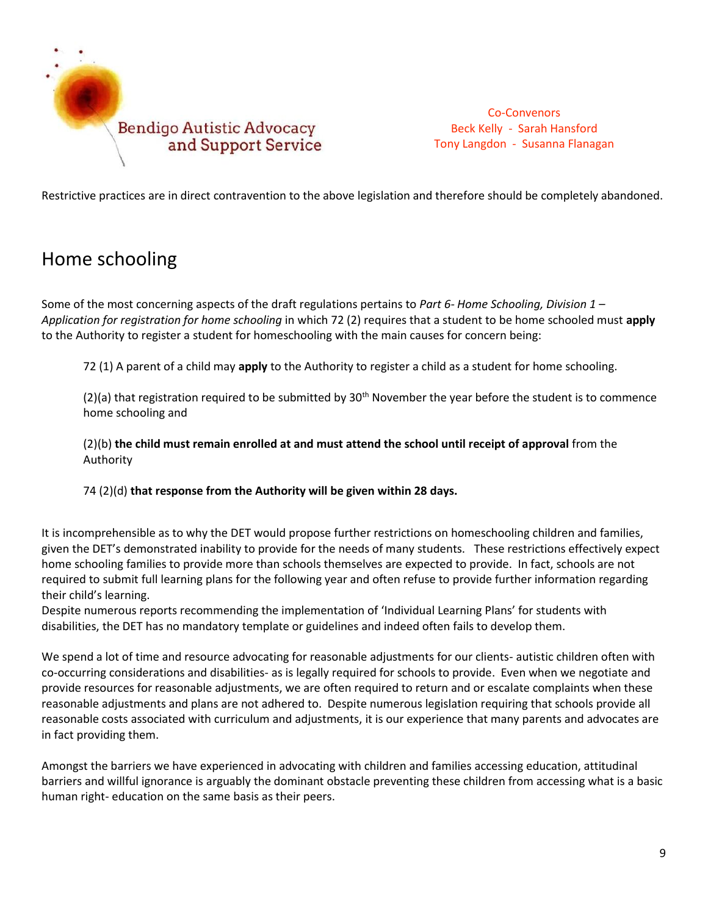Restrictive practices are in direct contravention to the above legislation and therefore should be completely abandoned.

## Home schooling

Some of the most concerning aspects of the draft regulations pertains to *Part 6- Home Schooling, Division 1 – Application for registration for home schooling* in which 72 (2) requires that a student to be home schooled must **apply** to the Authority to register a student for homeschooling with the main causes for concern being:

72 (1) A parent of a child may **apply** to the Authority to register a child as a student for home schooling.

(2)(a) that registration required to be submitted by 30th November the year before the student is to commence home schooling and

(2)(b) **the child must remain enrolled at and must attend the school until receipt of approval** from the Authority

74 (2)(d) **that response from the Authority will be given within 28 days.**

It is incomprehensible as to why the DET would propose further restrictions on homeschooling children and families, given the DET's demonstrated inability to provide for the needs of many students. These restrictions effectively expect home schooling families to provide more than schools themselves are expected to provide. In fact, schools are not required to submit full learning plans for the following year and often refuse to provide further information regarding their child's learning.
Despite numerous reports recommending the implementation of 'Individual Learning Plans' for students with disabilities, the DET has no mandatory template or guidelines and indeed often fails to develop them.

We spend a lot of time and resource advocating for reasonable adjustments for our clients- autistic children often with co-occurring considerations and disabilities- as is legally required for schools to provide. Even when we negotiate and provide resources for reasonable adjustments, we are often required to return and or escalate complaints when these reasonable adjustments and plans are not adhered to. Despite numerous legislation requiring that schools provide all reasonable costs associated with curriculum and adjustments, it is our experience that many parents and advocates are in fact providing them.

Amongst the barriers we have experienced in advocating with children and families accessing education, attitudinal barriers and willful ignorance is arguably the dominant obstacle preventing these children from accessing what is a basic human right- education on the same basis as their peers.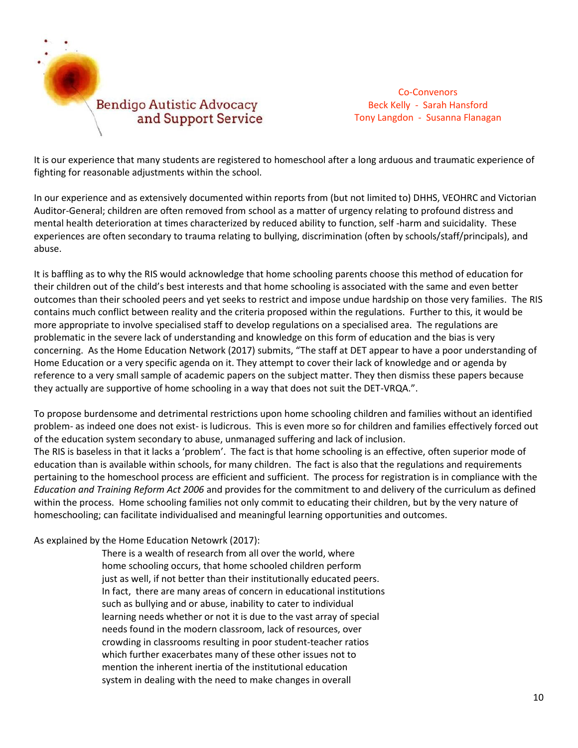It is our experience that many students are registered to homeschool after a long arduous and traumatic experience of fighting for reasonable adjustments within the school.

In our experience and as extensively documented within reports from (but not limited to) DHHS, VEOHRC and Victorian Auditor-General; children are often removed from school as a matter of urgency relating to profound distress and mental health deterioration at times characterized by reduced ability to function, self -harm and suicidality. These experiences are often secondary to trauma relating to bullying, discrimination (often by schools/staff/principals), and abuse.

It is baffling as to why the RIS would acknowledge that home schooling parents choose this method of education for their children out of the child's best interests and that home schooling is associated with the same and even better outcomes than their schooled peers and yet seeks to restrict and impose undue hardship on those very families. The RIS contains much conflict between reality and the criteria proposed within the regulations. Further to this, it would be more appropriate to involve specialised staff to develop regulations on a specialised area. The regulations are problematic in the severe lack of understanding and knowledge on this form of education and the bias is very concerning. As the Home Education Network (2017) submits, "The staff at DET appear to have a poor understanding of Home Education or a very specific agenda on it. They attempt to cover their lack of knowledge and or agenda by reference to a very small sample of academic papers on the subject matter. They then dismiss these papers because they actually are supportive of home schooling in a way that does not suit the DET-VRQA.".

To propose burdensome and detrimental restrictions upon home schooling children and families without an identified problem- as indeed one does not exist- is ludicrous. This is even more so for children and families effectively forced out of the education system secondary to abuse, unmanaged suffering and lack of inclusion.
The RIS is baseless in that it lacks a 'problem'. The fact is that home schooling is an effective, often superior mode of education than is available within schools, for many children. The fact is also that the regulations and requirements pertaining to the homeschool process are efficient and sufficient. The process for registration is in compliance with the *Education and Training Reform Act 2006* and provides for the commitment to and delivery of the curriculum as defined within the process. Home schooling families not only commit to educating their children, but by the very nature of homeschooling; can facilitate individualised and meaningful learning opportunities and outcomes.

As explained by the Home Education Netowrk (2017):

> There is a wealth of research from all over the world, where home schooling occurs, that home schooled children perform just as well, if not better than their institutionally educated peers. In fact, there are many areas of concern in educational institutions such as bullying and or abuse, inability to cater to individual learning needs whether or not it is due to the vast array of special needs found in the modern classroom, lack of resources, over crowding in classrooms resulting in poor student-teacher ratios which further exacerbates many of these other issues not to mention the inherent inertia of the institutional education system in dealing with the need to make changes in overall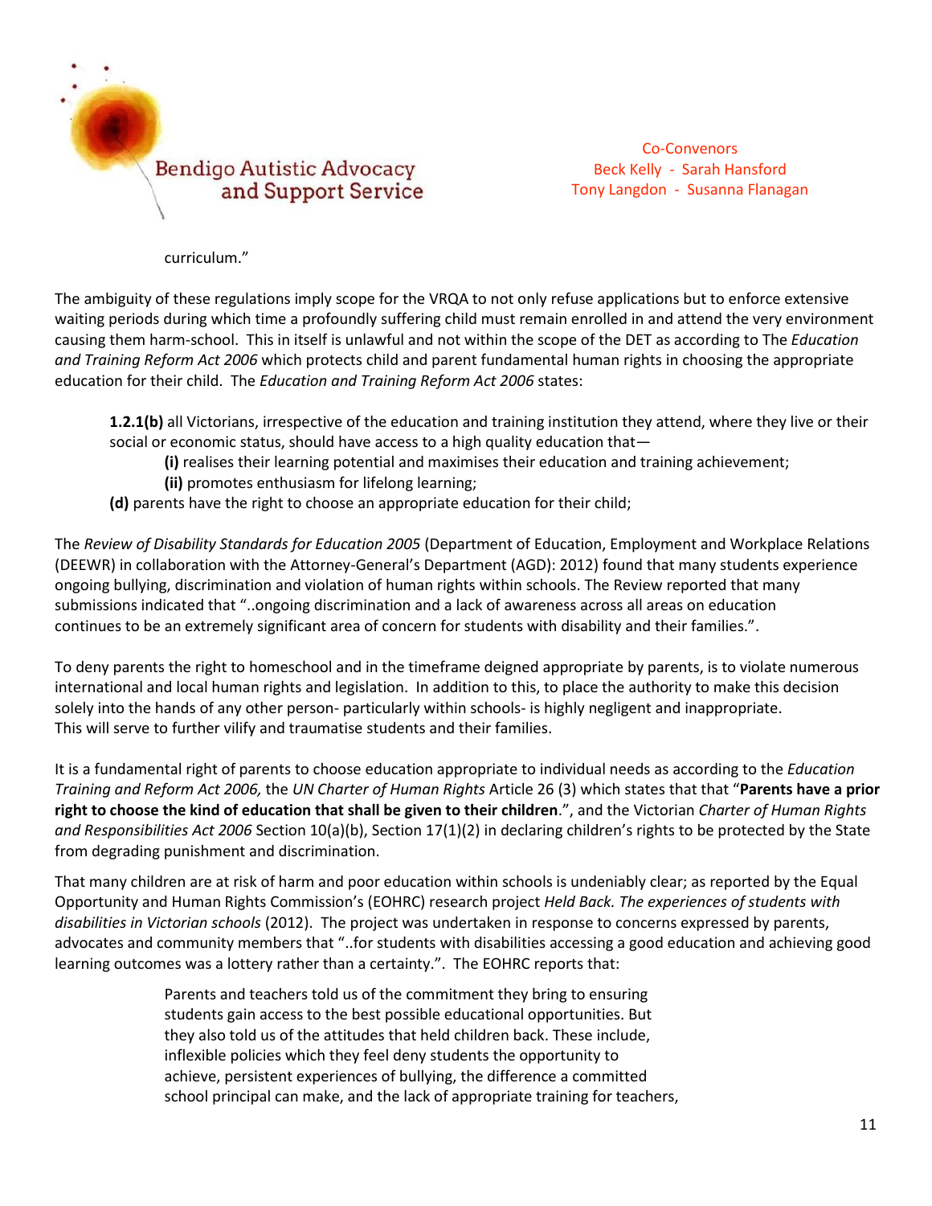curriculum."

The ambiguity of these regulations imply scope for the VRQA to not only refuse applications but to enforce extensive waiting periods during which time a profoundly suffering child must remain enrolled in and attend the very environment causing them harm-school. This in itself is unlawful and not within the scope of the DET as according to The *Education and Training Reform Act 2006* which protects child and parent fundamental human rights in choosing the appropriate education for their child. The *Education and Training Reform Act 2006* states:

> **1.2.1(b)** all Victorians, irrespective of the education and training institution they attend, where they live or their social or economic status, should have access to a high quality education that—
>
> **(i)** realises their learning potential and maximises their education and training achievement;
>
> **(ii)** promotes enthusiasm for lifelong learning;
>
> **(d)** parents have the right to choose an appropriate education for their child;

The *Review of Disability Standards for Education 2005* (Department of Education, Employment and Workplace Relations (DEEWR) in collaboration with the Attorney-General's Department (AGD): 2012) found that many students experience ongoing bullying, discrimination and violation of human rights within schools. The Review reported that many submissions indicated that "..ongoing discrimination and a lack of awareness across all areas on education continues to be an extremely significant area of concern for students with disability and their families.".

To deny parents the right to homeschool and in the timeframe deigned appropriate by parents, is to violate numerous international and local human rights and legislation. In addition to this, to place the authority to make this decision solely into the hands of any other person- particularly within schools- is highly negligent and inappropriate. This will serve to further vilify and traumatise students and their families.

It is a fundamental right of parents to choose education appropriate to individual needs as according to the *Education Training and Reform Act 2006,* the *UN Charter of Human Rights* Article 26 (3) which states that that "**Parents have a prior right to choose the kind of education that shall be given to their children**.", and the Victorian *Charter of Human Rights and Responsibilities Act 2006* Section 10(a)(b), Section 17(1)(2) in declaring children's rights to be protected by the State from degrading punishment and discrimination.

That many children are at risk of harm and poor education within schools is undeniably clear; as reported by the Equal Opportunity and Human Rights Commission's (EOHRC) research project *Held Back. The experiences of students with disabilities in Victorian schools* (2012). The project was undertaken in response to concerns expressed by parents, advocates and community members that "..for students with disabilities accessing a good education and achieving good learning outcomes was a lottery rather than a certainty.". The EOHRC reports that:

> Parents and teachers told us of the commitment they bring to ensuring students gain access to the best possible educational opportunities. But they also told us of the attitudes that held children back. These include, inflexible policies which they feel deny students the opportunity to achieve, persistent experiences of bullying, the difference a committed school principal can make, and the lack of appropriate training for teachers,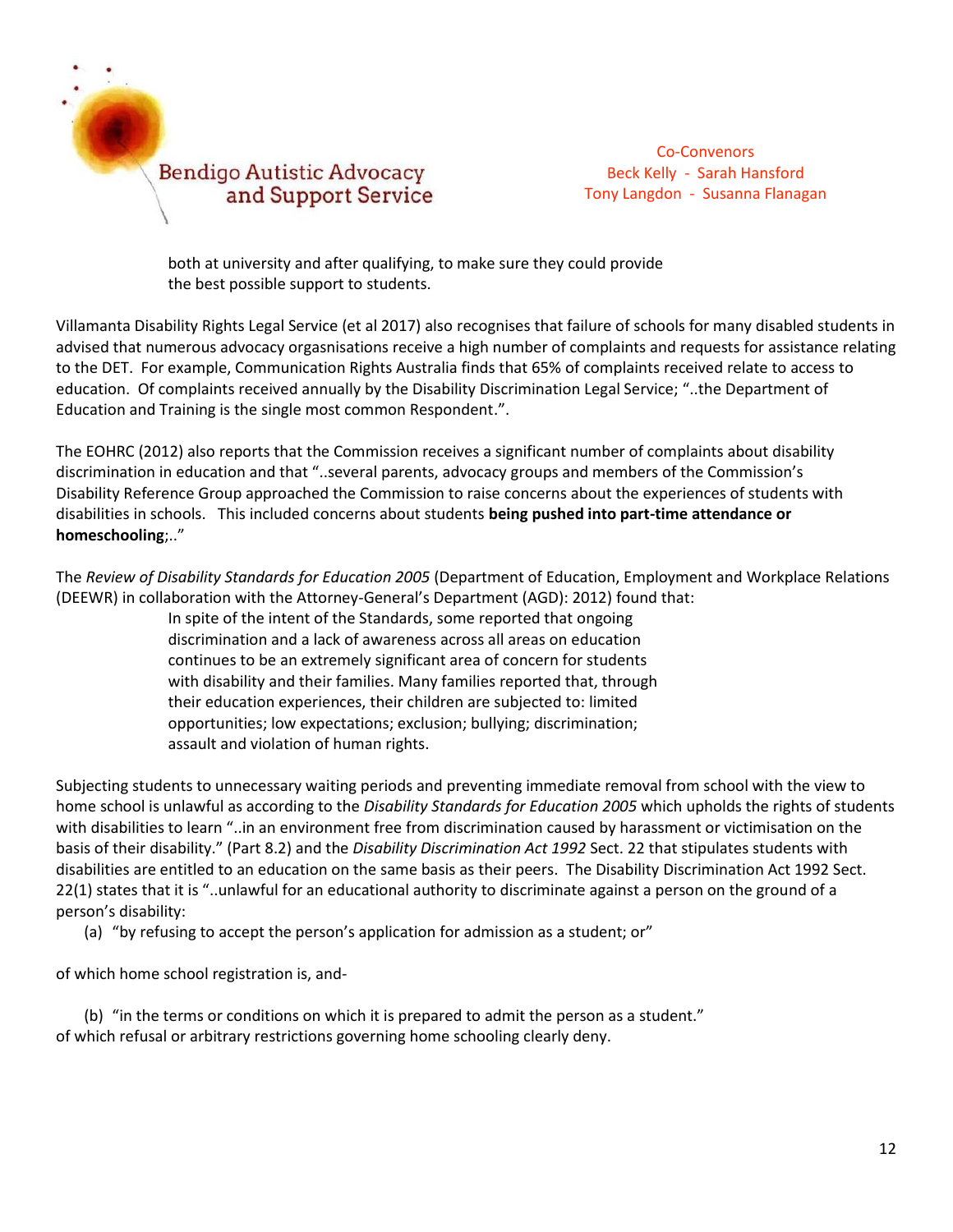both at university and after qualifying, to make sure they could provide the best possible support to students.

Villamanta Disability Rights Legal Service (et al 2017) also recognises that failure of schools for many disabled students in advised that numerous advocacy orgasnisations receive a high number of complaints and requests for assistance relating to the DET. For example, Communication Rights Australia finds that 65% of complaints received relate to access to education. Of complaints received annually by the Disability Discrimination Legal Service; "..the Department of Education and Training is the single most common Respondent.".

The EOHRC (2012) also reports that the Commission receives a significant number of complaints about disability discrimination in education and that "..several parents, advocacy groups and members of the Commission's Disability Reference Group approached the Commission to raise concerns about the experiences of students with disabilities in schools. This included concerns about students **being pushed into part-time attendance or homeschooling**;.."

The *Review of Disability Standards for Education 2005* (Department of Education, Employment and Workplace Relations (DEEWR) in collaboration with the Attorney-General's Department (AGD): 2012) found that:

> In spite of the intent of the Standards, some reported that ongoing discrimination and a lack of awareness across all areas on education continues to be an extremely significant area of concern for students with disability and their families. Many families reported that, through their education experiences, their children are subjected to: limited opportunities; low expectations; exclusion; bullying; discrimination; assault and violation of human rights.

Subjecting students to unnecessary waiting periods and preventing immediate removal from school with the view to home school is unlawful as according to the *Disability Standards for Education 2005* which upholds the rights of students with disabilities to learn "..in an environment free from discrimination caused by harassment or victimisation on the basis of their disability." (Part 8.2) and the *Disability Discrimination Act 1992* Sect. 22 that stipulates students with disabilities are entitled to an education on the same basis as their peers. The Disability Discrimination Act 1992 Sect. 22(1) states that it is "..unlawful for an educational authority to discriminate against a person on the ground of a person's disability:

(a) "by refusing to accept the person's application for admission as a student; or"

of which home school registration is, and-

(b) "in the terms or conditions on which it is prepared to admit the person as a student."

of which refusal or arbitrary restrictions governing home schooling clearly deny.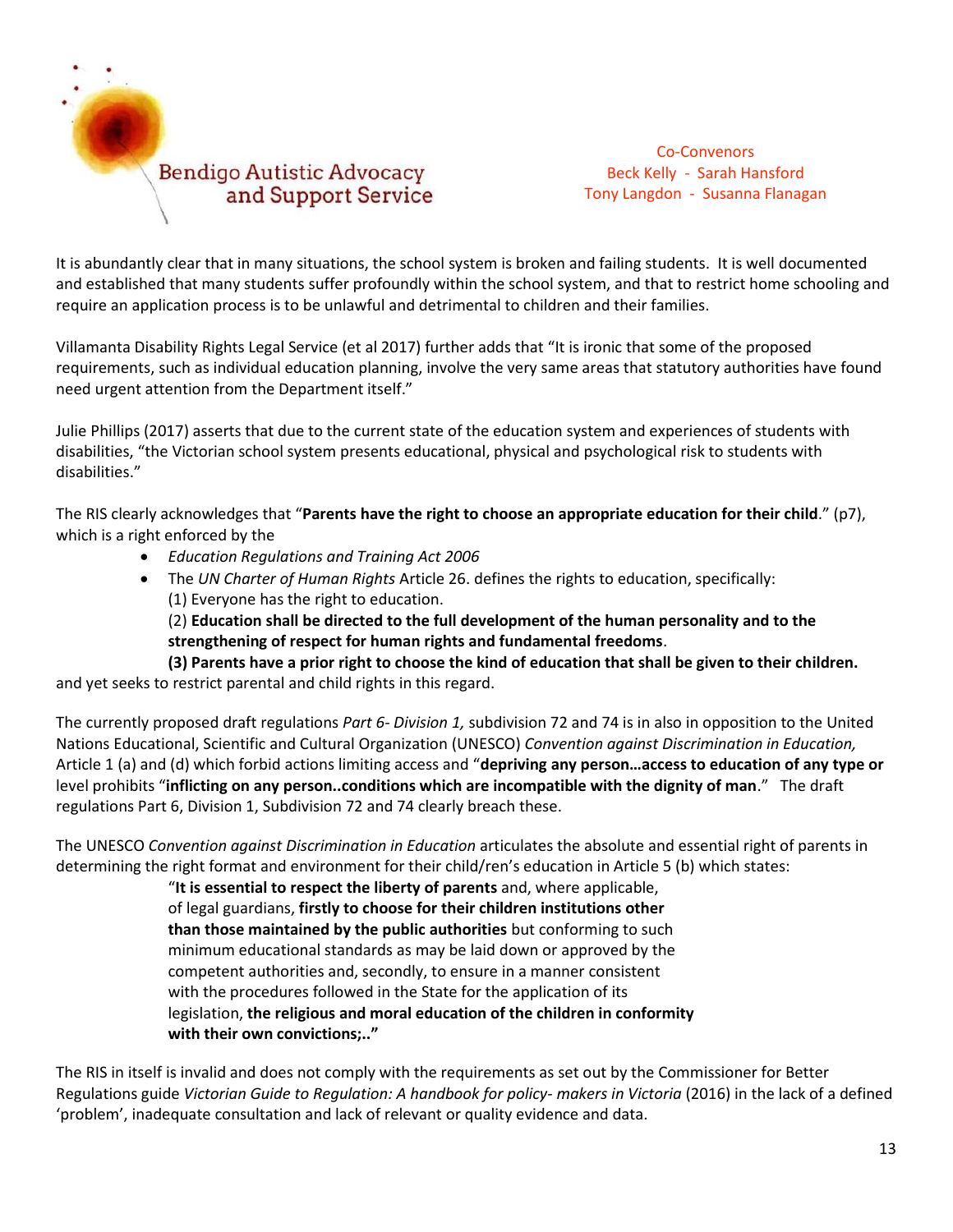Bendigo Autistic Advocacy and Support Service

Co-Convenors
Beck Kelly - Sarah Hansford
Tony Langdon - Susanna Flanagan

It is abundantly clear that in many situations, the school system is broken and failing students. It is well documented and established that many students suffer profoundly within the school system, and that to restrict home schooling and require an application process is to be unlawful and detrimental to children and their families.

Villamanta Disability Rights Legal Service (et al 2017) further adds that "It is ironic that some of the proposed requirements, such as individual education planning, involve the very same areas that statutory authorities have found need urgent attention from the Department itself."

Julie Phillips (2017) asserts that due to the current state of the education system and experiences of students with disabilities, "the Victorian school system presents educational, physical and psychological risk to students with disabilities."

The RIS clearly acknowledges that "**Parents have the right to choose an appropriate education for their child**." (p7), which is a right enforced by the

- *Education Regulations and Training Act 2006*
- The *UN Charter of Human Rights* Article 26. defines the rights to education, specifically:
  (1) Everyone has the right to education.
  (2) **Education shall be directed to the full development of the human personality and to the strengthening of respect for human rights and fundamental freedoms**.
  **(3) Parents have a prior right to choose the kind of education that shall be given to their children.**

and yet seeks to restrict parental and child rights in this regard.

The currently proposed draft regulations *Part 6- Division 1,* subdivision 72 and 74 is in also in opposition to the United Nations Educational, Scientific and Cultural Organization (UNESCO) *Convention against Discrimination in Education,* Article 1 (a) and (d) which forbid actions limiting access and "**depriving any person…access to education of any type or** level prohibits "**inflicting on any person..conditions which are incompatible with the dignity of man**." The draft regulations Part 6, Division 1, Subdivision 72 and 74 clearly breach these.

The UNESCO *Convention against Discrimination in Education* articulates the absolute and essential right of parents in determining the right format and environment for their child/ren's education in Article 5 (b) which states:

> "**It is essential to respect the liberty of parents** and, where applicable, of legal guardians, **firstly to choose for their children institutions other than those maintained by the public authorities** but conforming to such minimum educational standards as may be laid down or approved by the competent authorities and, secondly, to ensure in a manner consistent with the procedures followed in the State for the application of its legislation, **the religious and moral education of the children in conformity with their own convictions;.."**

The RIS in itself is invalid and does not comply with the requirements as set out by the Commissioner for Better Regulations guide *Victorian Guide to Regulation: A handbook for policy- makers in Victoria* (2016) in the lack of a defined 'problem', inadequate consultation and lack of relevant or quality evidence and data.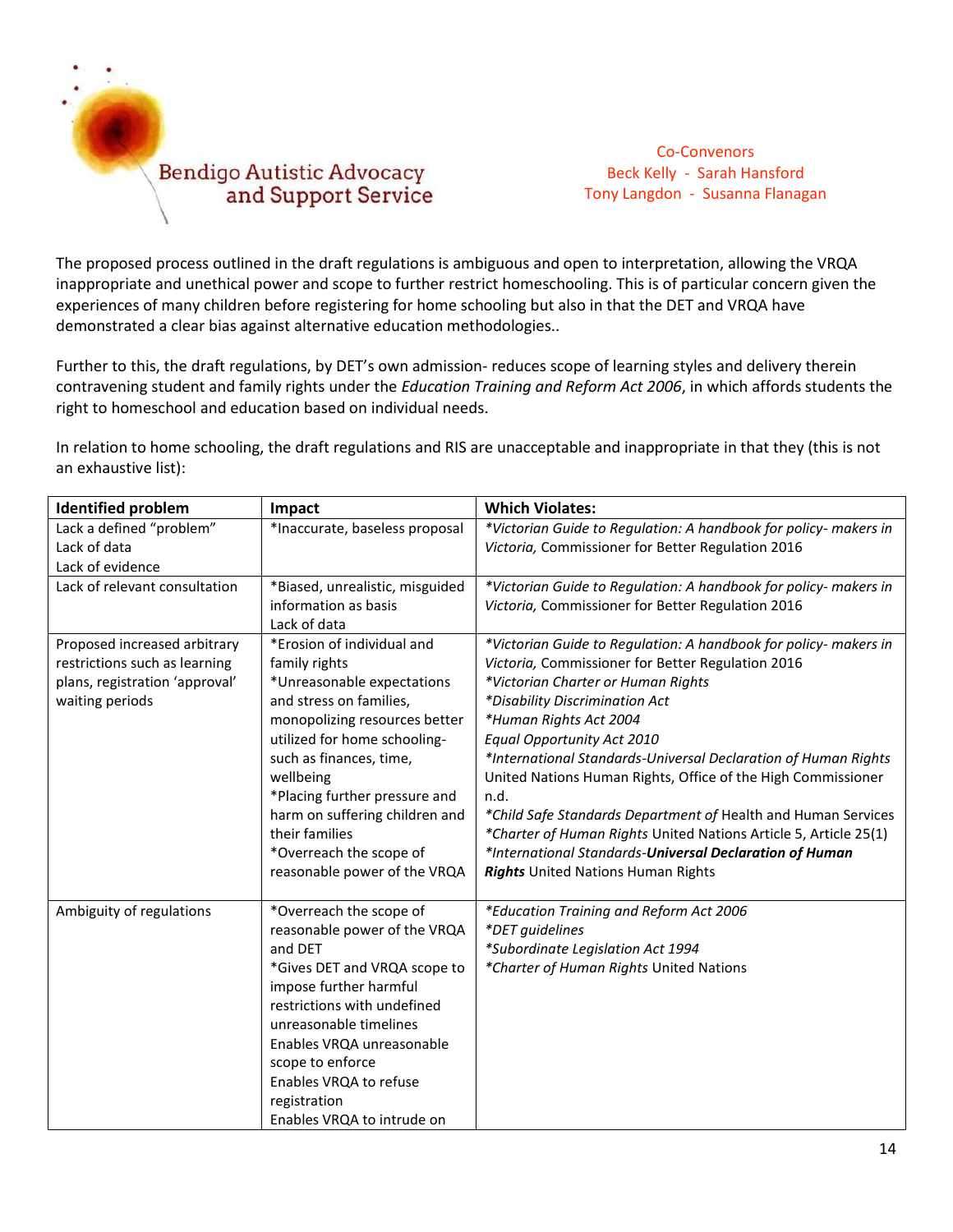Bendigo Autistic Advocacy and Support Service

Co-Convenors
Beck Kelly - Sarah Hansford
Tony Langdon - Susanna Flanagan

The proposed process outlined in the draft regulations is ambiguous and open to interpretation, allowing the VRQA inappropriate and unethical power and scope to further restrict homeschooling. This is of particular concern given the experiences of many children before registering for home schooling but also in that the DET and VRQA have demonstrated a clear bias against alternative education methodologies..

Further to this, the draft regulations, by DET's own admission- reduces scope of learning styles and delivery therein contravening student and family rights under the *Education Training and Reform Act 2006*, in which affords students the right to homeschool and education based on individual needs.

In relation to home schooling, the draft regulations and RIS are unacceptable and inappropriate in that they (this is not an exhaustive list):

| Identified problem | Impact | Which Violates: |
|---|---|---|
| Lack a defined "problem"<br>Lack of data<br>Lack of evidence | *Inaccurate, baseless proposal | **Victorian Guide to Regulation: A handbook for policy- makers in Victoria,* Commissioner for Better Regulation 2016 |
| Lack of relevant consultation | *Biased, unrealistic, misguided information as basis<br>Lack of data | **Victorian Guide to Regulation: A handbook for policy- makers in Victoria,* Commissioner for Better Regulation 2016 |
| Proposed increased arbitrary restrictions such as learning plans, registration 'approval' waiting periods | *Erosion of individual and family rights<br>*Unreasonable expectations and stress on families, monopolizing resources better utilized for home schooling- such as finances, time, wellbeing<br>*Placing further pressure and harm on suffering children and their families<br>*Overreach the scope of reasonable power of the VRQA | **Victorian Guide to Regulation: A handbook for policy- makers in Victoria,* Commissioner for Better Regulation 2016<br>**Victorian Charter or Human Rights*<br>**Disability Discrimination Act*<br>**Human Rights Act 2004*<br>*Equal Opportunity Act 2010*<br>**International Standards-Universal Declaration of Human Rights* United Nations Human Rights, Office of the High Commissioner n.d.<br>**Child Safe Standards Department of* Health and Human Services<br>**Charter of Human Rights* United Nations Article 5, Article 25(1)<br>**International Standards-**Universal Declaration of Human Rights*** United Nations Human Rights |
| Ambiguity of regulations | *Overreach the scope of reasonable power of the VRQA and DET<br>*Gives DET and VRQA scope to impose further harmful restrictions with undefined unreasonable timelines<br>Enables VRQA unreasonable scope to enforce<br>Enables VRQA to refuse registration<br>Enables VRQA to intrude on | **Education Training and Reform Act 2006*<br>**DET guidelines*<br>**Subordinate Legislation Act 1994*<br>**Charter of Human Rights* United Nations |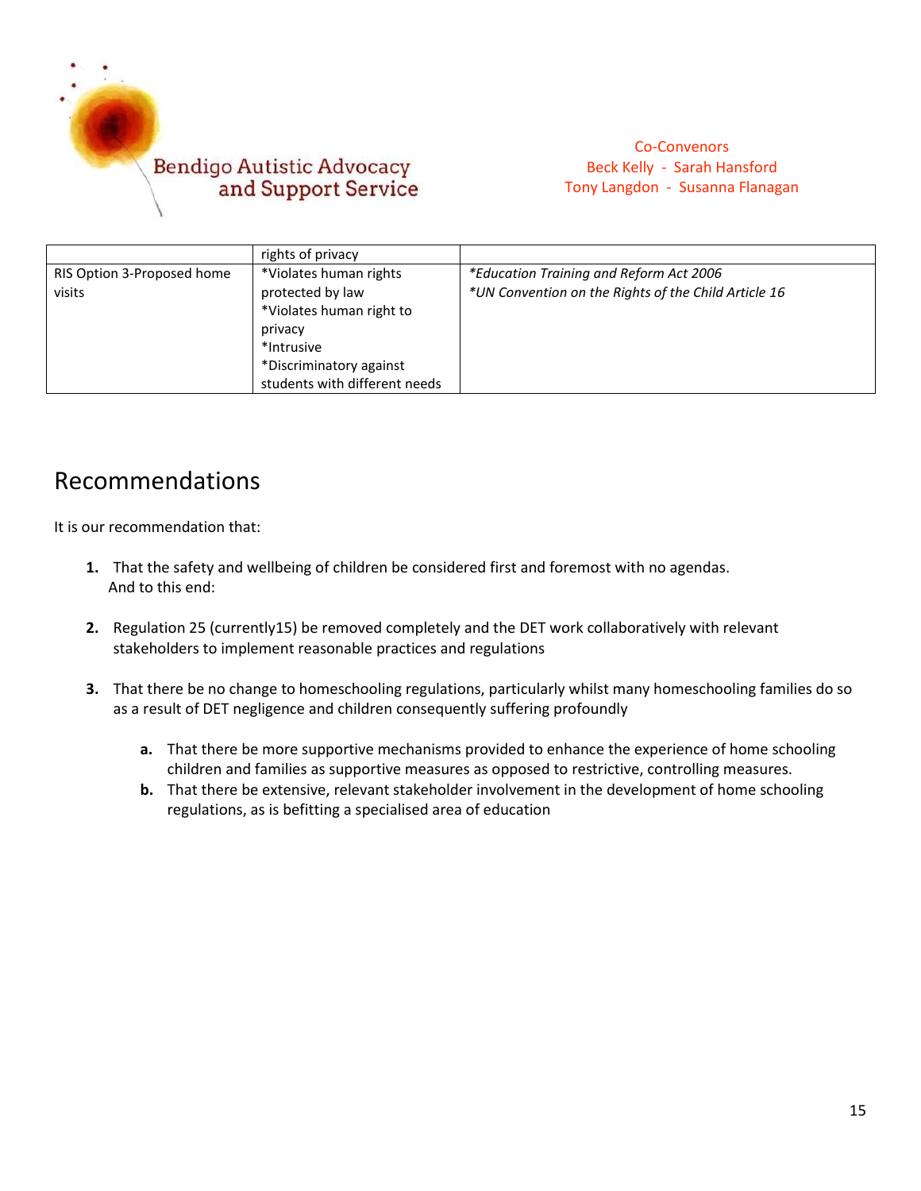| | rights of privacy | |
|---|---|---|
| RIS Option 3-Proposed home visits | *Violates human rights protected by law<br>*Violates human right to privacy<br>*Intrusive<br>*Discriminatory against students with different needs | **Education Training and Reform Act 2006*<br>**UN Convention on the Rights of the Child Article 16* |

## Recommendations

It is our recommendation that:

1. That the safety and wellbeing of children be considered first and foremost with no agendas.
   And to this end:

2. Regulation 25 (currently15) be removed completely and the DET work collaboratively with relevant stakeholders to implement reasonable practices and regulations

3. That there be no change to homeschooling regulations, particularly whilst many homeschooling families do so as a result of DET negligence and children consequently suffering profoundly

   a. That there be more supportive mechanisms provided to enhance the experience of home schooling children and families as supportive measures as opposed to restrictive, controlling measures.
   b. That there be extensive, relevant stakeholder involvement in the development of home schooling regulations, as is befitting a specialised area of education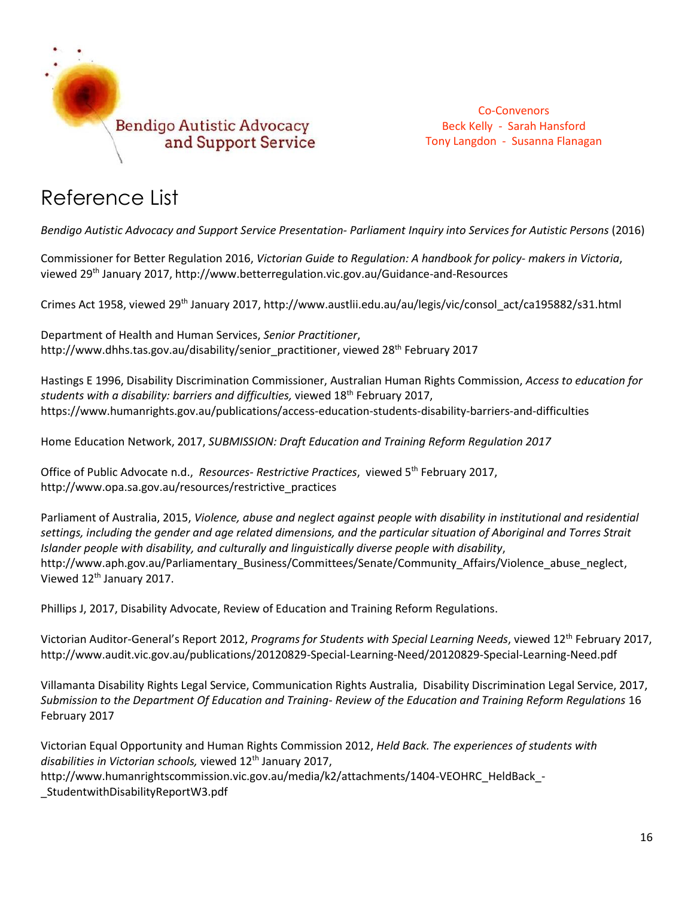Bendigo Autistic Advocacy and Support Service

Co-Convenors
Beck Kelly - Sarah Hansford
Tony Langdon - Susanna Flanagan

# Reference List

*Bendigo Autistic Advocacy and Support Service Presentation- Parliament Inquiry into Services for Autistic Persons* (2016)

Commissioner for Better Regulation 2016, *Victorian Guide to Regulation: A handbook for policy- makers in Victoria*, viewed 29th January 2017, http://www.betterregulation.vic.gov.au/Guidance-and-Resources

Crimes Act 1958, viewed 29th January 2017, http://www.austlii.edu.au/au/legis/vic/consol_act/ca195882/s31.html

Department of Health and Human Services, *Senior Practitioner*, http://www.dhhs.tas.gov.au/disability/senior_practitioner, viewed 28th February 2017

Hastings E 1996, Disability Discrimination Commissioner, Australian Human Rights Commission, *Access to education for students with a disability: barriers and difficulties,* viewed 18th February 2017, https://www.humanrights.gov.au/publications/access-education-students-disability-barriers-and-difficulties

Home Education Network, 2017, *SUBMISSION: Draft Education and Training Reform Regulation 2017*

Office of Public Advocate n.d., *Resources- Restrictive Practices*, viewed 5th February 2017, http://www.opa.sa.gov.au/resources/restrictive_practices

Parliament of Australia, 2015, *Violence, abuse and neglect against people with disability in institutional and residential settings, including the gender and age related dimensions, and the particular situation of Aboriginal and Torres Strait Islander people with disability, and culturally and linguistically diverse people with disability*, http://www.aph.gov.au/Parliamentary_Business/Committees/Senate/Community_Affairs/Violence_abuse_neglect, Viewed 12th January 2017.

Phillips J, 2017, Disability Advocate, Review of Education and Training Reform Regulations.

Victorian Auditor-General's Report 2012, *Programs for Students with Special Learning Needs*, viewed 12th February 2017, http://www.audit.vic.gov.au/publications/20120829-Special-Learning-Need/20120829-Special-Learning-Need.pdf

Villamanta Disability Rights Legal Service, Communication Rights Australia, Disability Discrimination Legal Service, 2017, *Submission to the Department Of Education and Training- Review of the Education and Training Reform Regulations* 16 February 2017

Victorian Equal Opportunity and Human Rights Commission 2012, *Held Back. The experiences of students with disabilities in Victorian schools,* viewed 12th January 2017, http://www.humanrightscommission.vic.gov.au/media/k2/attachments/1404-VEOHRC_HeldBack_-_StudentwithDisabilityReportW3.pdf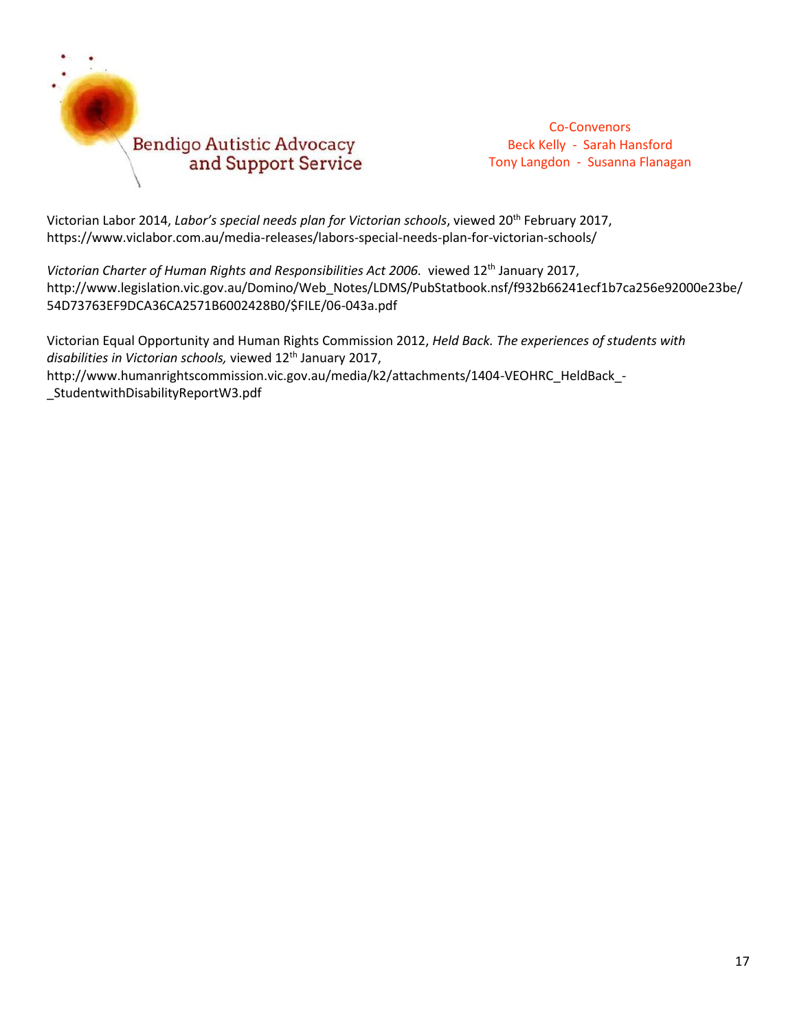Victorian Labor 2014, *Labor's special needs plan for Victorian schools*, viewed 20th February 2017, https://www.viclabor.com.au/media-releases/labors-special-needs-plan-for-victorian-schools/

*Victorian Charter of Human Rights and Responsibilities Act 2006.* viewed 12th January 2017, http://www.legislation.vic.gov.au/Domino/Web_Notes/LDMS/PubStatbook.nsf/f932b66241ecf1b7ca256e92000e23be/54D73763EF9DCA36CA2571B6002428B0/$FILE/06-043a.pdf

Victorian Equal Opportunity and Human Rights Commission 2012, *Held Back. The experiences of students with disabilities in Victorian schools,* viewed 12th January 2017, http://www.humanrightscommission.vic.gov.au/media/k2/attachments/1404-VEOHRC_HeldBack_-_StudentwithDisabilityReportW3.pdf